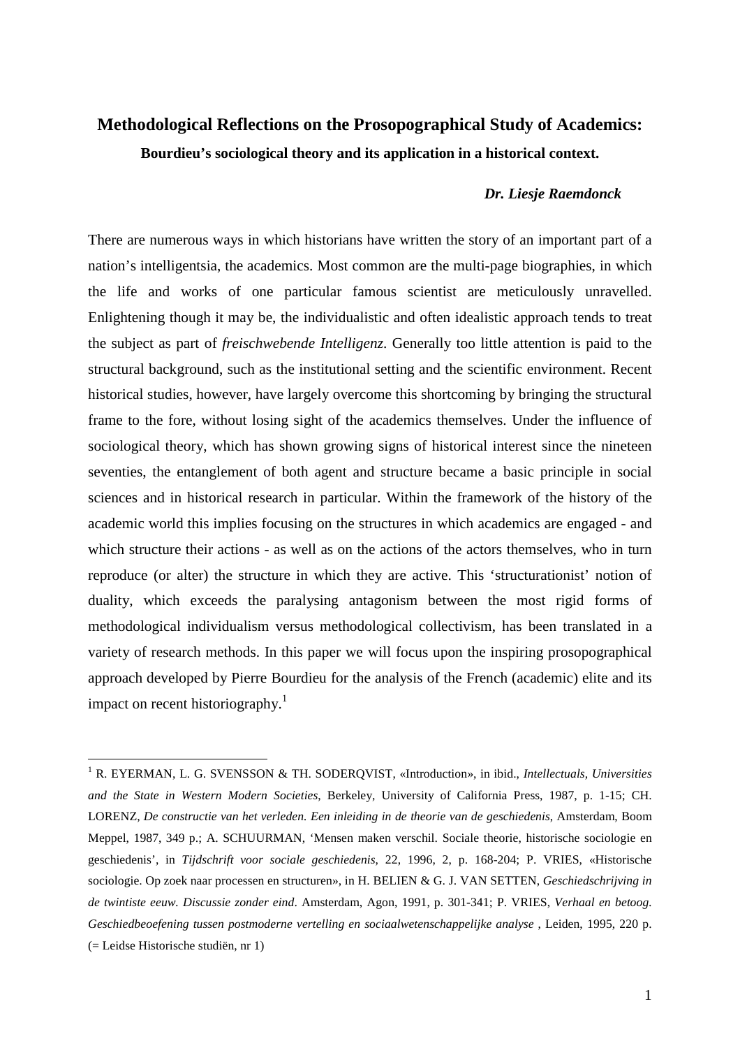# Methodological Reflections on the Prosopographical Study of Academics:

## Bourdieu's sociological theory and its application in a historical context.

***Dr. Liesje Raemdonck***

There are numerous ways in which historians have written the story of an important part of a nation's intelligentsia, the academics. Most common are the multi-page biographies, in which the life and works of one particular famous scientist are meticulously unravelled. Enlightening though it may be, the individualistic and often idealistic approach tends to treat the subject as part of *freischwebende Intelligenz*. Generally too little attention is paid to the structural background, such as the institutional setting and the scientific environment. Recent historical studies, however, have largely overcome this shortcoming by bringing the structural frame to the fore, without losing sight of the academics themselves. Under the influence of sociological theory, which has shown growing signs of historical interest since the nineteen seventies, the entanglement of both agent and structure became a basic principle in social sciences and in historical research in particular. Within the framework of the history of the academic world this implies focusing on the structures in which academics are engaged - and which structure their actions - as well as on the actions of the actors themselves, who in turn reproduce (or alter) the structure in which they are active. This 'structurationist' notion of duality, which exceeds the paralysing antagonism between the most rigid forms of methodological individualism versus methodological collectivism, has been translated in a variety of research methods. In this paper we will focus upon the inspiring prosopographical approach developed by Pierre Bourdieu for the analysis of the French (academic) elite and its impact on recent historiography.[1]

---

[1] R. EYERMAN, L. G. SVENSSON & TH. SODERQVIST, «Introduction», in ibid., *Intellectuals, Universities and the State in Western Modern Societies*, Berkeley, University of California Press, 1987, p. 1-15; CH. LORENZ, *De constructie van het verleden. Een inleiding in de theorie van de geschiedenis*, Amsterdam, Boom Meppel, 1987, 349 p.; A. SCHUURMAN, 'Mensen maken verschil. Sociale theorie, historische sociologie en geschiedenis', in *Tijdschrift voor sociale geschiedenis*, 22, 1996, 2, p. 168-204; P. VRIES, «Historische sociologie. Op zoek naar processen en structuren», in H. BELIEN & G. J. VAN SETTEN, *Geschiedschrijving in de twintiste eeuw. Discussie zonder eind*. Amsterdam, Agon, 1991, p. 301-341; P. VRIES, *Verhaal en betoog. Geschiedbeoefening tussen postmoderne vertelling en sociaalwetenschappelijke analyse* , Leiden, 1995, 220 p. (= Leidse Historische studiën, nr 1)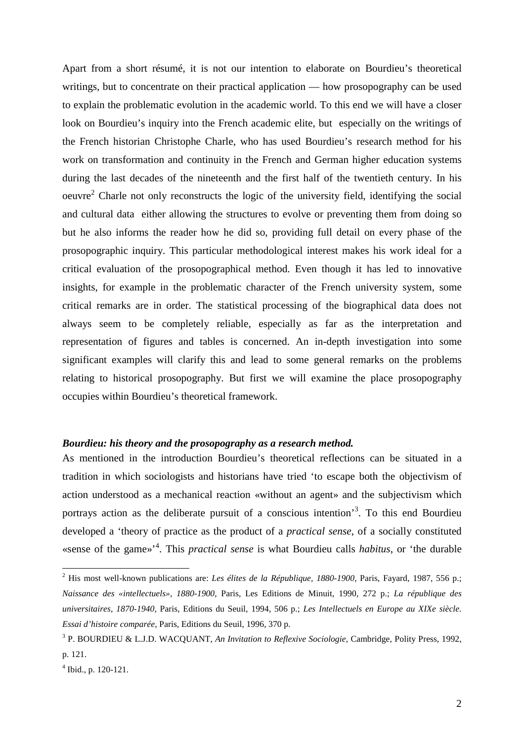Apart from a short résumé, it is not our intention to elaborate on Bourdieu's theoretical writings, but to concentrate on their practical application — how prosopography can be used to explain the problematic evolution in the academic world. To this end we will have a closer look on Bourdieu's inquiry into the French academic elite, but especially on the writings of the French historian Christophe Charle, who has used Bourdieu's research method for his work on transformation and continuity in the French and German higher education systems during the last decades of the nineteenth and the first half of the twentieth century. In his oeuvre[2] Charle not only reconstructs the logic of the university field, identifying the social and cultural data either allowing the structures to evolve or preventing them from doing so but he also informs the reader how he did so, providing full detail on every phase of the prosopographic inquiry. This particular methodological interest makes his work ideal for a critical evaluation of the prosopographical method. Even though it has led to innovative insights, for example in the problematic character of the French university system, some critical remarks are in order. The statistical processing of the biographical data does not always seem to be completely reliable, especially as far as the interpretation and representation of figures and tables is concerned. An in-depth investigation into some significant examples will clarify this and lead to some general remarks on the problems relating to historical prosopography. But first we will examine the place prosopography occupies within Bourdieu's theoretical framework.

### *Bourdieu: his theory and the prosopography as a research method.*

As mentioned in the introduction Bourdieu's theoretical reflections can be situated in a tradition in which sociologists and historians have tried 'to escape both the objectivism of action understood as a mechanical reaction «without an agent» and the subjectivism which portrays action as the deliberate pursuit of a conscious intention'[3]. To this end Bourdieu developed a 'theory of practice as the product of a *practical sense*, of a socially constituted «sense of the game»'[4]. This *practical sense* is what Bourdieu calls *habitus*, or 'the durable

---

[2] His most well-known publications are: *Les élites de la République, 1880-1900*, Paris, Fayard, 1987, 556 p.; *Naissance des «intellectuels», 1880-1900*, Paris, Les Editions de Minuit, 1990, 272 p.; *La république des universitaires, 1870-1940*, Paris, Editions du Seuil, 1994, 506 p.; *Les Intellectuels en Europe au XIXe siècle. Essai d'histoire comparée*, Paris, Editions du Seuil, 1996, 370 p.

[3] P. BOURDIEU & L.J.D. WACQUANT, *An Invitation to Reflexive Sociologie*, Cambridge, Polity Press, 1992, p. 121.

[4] Ibid., p. 120-121.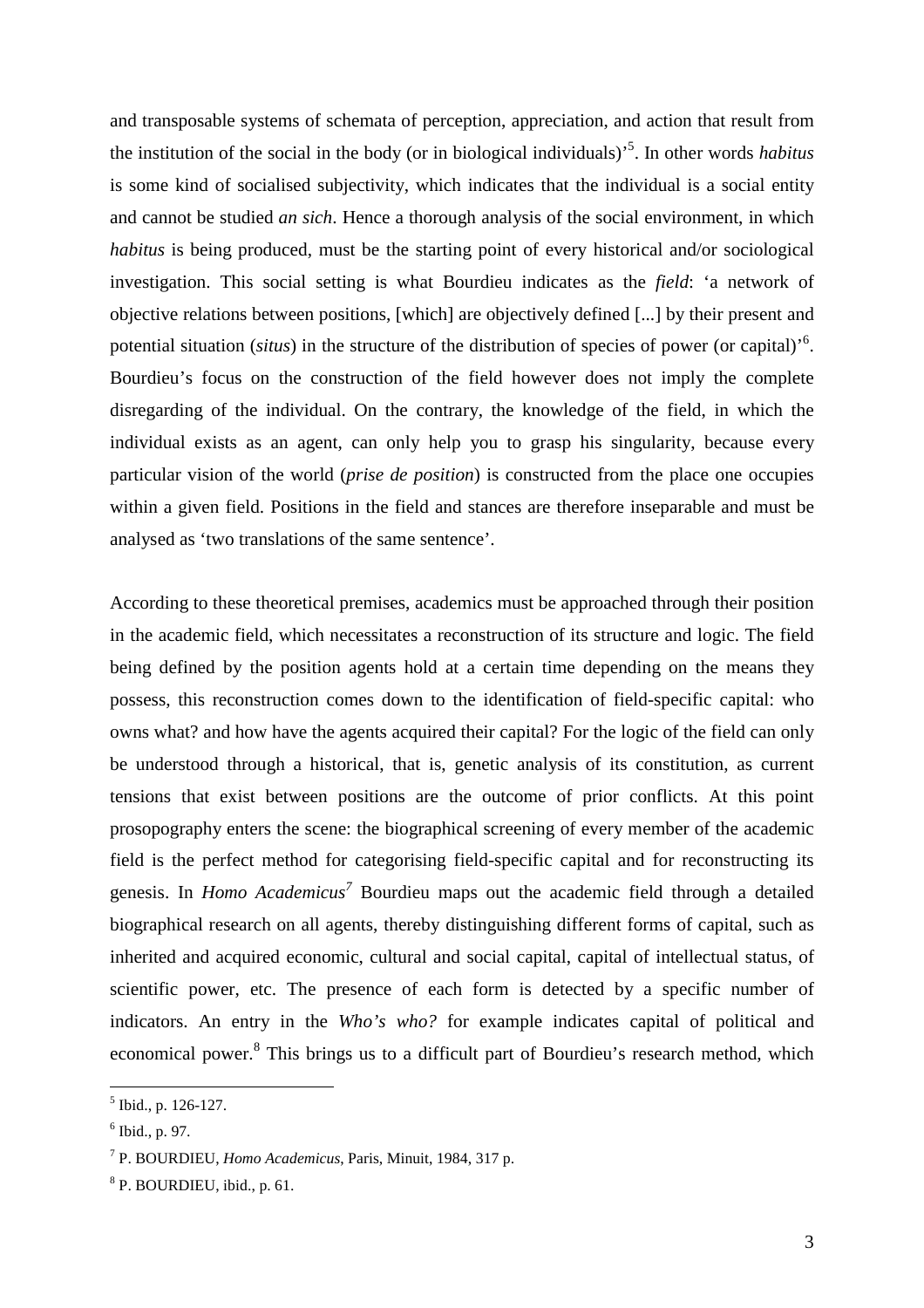and transposable systems of schemata of perception, appreciation, and action that result from the institution of the social in the body (or in biological individuals)'[5]. In other words *habitus* is some kind of socialised subjectivity, which indicates that the individual is a social entity and cannot be studied *an sich*. Hence a thorough analysis of the social environment, in which *habitus* is being produced, must be the starting point of every historical and/or sociological investigation. This social setting is what Bourdieu indicates as the *field*: 'a network of objective relations between positions, [which] are objectively defined [...] by their present and potential situation (*situs*) in the structure of the distribution of species of power (or capital)'[6]. Bourdieu's focus on the construction of the field however does not imply the complete disregarding of the individual. On the contrary, the knowledge of the field, in which the individual exists as an agent, can only help you to grasp his singularity, because every particular vision of the world (*prise de position*) is constructed from the place one occupies within a given field. Positions in the field and stances are therefore inseparable and must be analysed as 'two translations of the same sentence'.

According to these theoretical premises, academics must be approached through their position in the academic field, which necessitates a reconstruction of its structure and logic. The field being defined by the position agents hold at a certain time depending on the means they possess, this reconstruction comes down to the identification of field-specific capital: who owns what? and how have the agents acquired their capital? For the logic of the field can only be understood through a historical, that is, genetic analysis of its constitution, as current tensions that exist between positions are the outcome of prior conflicts. At this point prosopography enters the scene: the biographical screening of every member of the academic field is the perfect method for categorising field-specific capital and for reconstructing its genesis. In *Homo Academicus*[7] Bourdieu maps out the academic field through a detailed biographical research on all agents, thereby distinguishing different forms of capital, such as inherited and acquired economic, cultural and social capital, capital of intellectual status, of scientific power, etc. The presence of each form is detected by a specific number of indicators. An entry in the *Who's who?* for example indicates capital of political and economical power.[8] This brings us to a difficult part of Bourdieu's research method, which

---

[5] Ibid., p. 126-127.

[6] Ibid., p. 97.

[7] P. BOURDIEU, *Homo Academicus*, Paris, Minuit, 1984, 317 p.

[8] P. BOURDIEU, ibid., p. 61.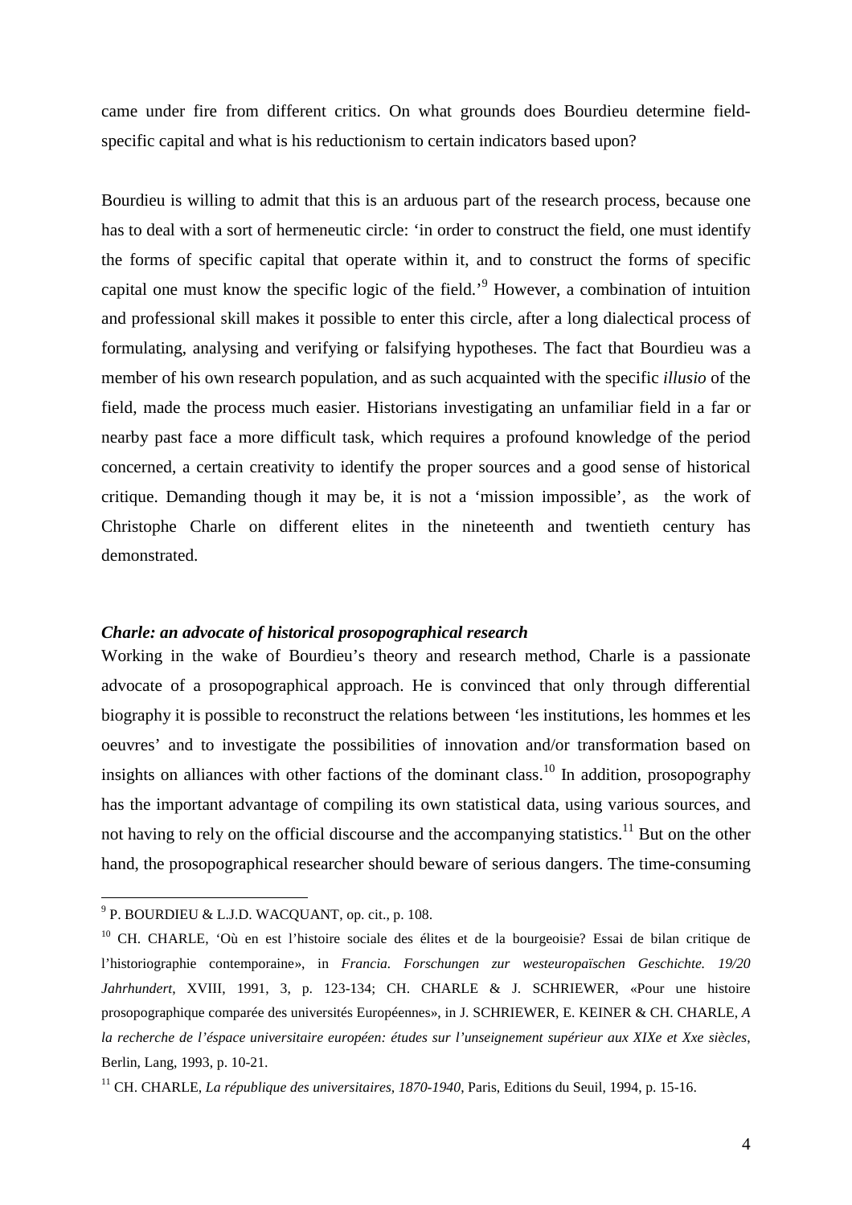came under fire from different critics. On what grounds does Bourdieu determine field-specific capital and what is his reductionism to certain indicators based upon?

Bourdieu is willing to admit that this is an arduous part of the research process, because one has to deal with a sort of hermeneutic circle: 'in order to construct the field, one must identify the forms of specific capital that operate within it, and to construct the forms of specific capital one must know the specific logic of the field.'[9] However, a combination of intuition and professional skill makes it possible to enter this circle, after a long dialectical process of formulating, analysing and verifying or falsifying hypotheses. The fact that Bourdieu was a member of his own research population, and as such acquainted with the specific *illusio* of the field, made the process much easier. Historians investigating an unfamiliar field in a far or nearby past face a more difficult task, which requires a profound knowledge of the period concerned, a certain creativity to identify the proper sources and a good sense of historical critique. Demanding though it may be, it is not a 'mission impossible', as the work of Christophe Charle on different elites in the nineteenth and twentieth century has demonstrated.

### *Charle: an advocate of historical prosopographical research*

Working in the wake of Bourdieu's theory and research method, Charle is a passionate advocate of a prosopographical approach. He is convinced that only through differential biography it is possible to reconstruct the relations between 'les institutions, les hommes et les oeuvres' and to investigate the possibilities of innovation and/or transformation based on insights on alliances with other factions of the dominant class.[10] In addition, prosopography has the important advantage of compiling its own statistical data, using various sources, and not having to rely on the official discourse and the accompanying statistics.[11] But on the other hand, the prosopographical researcher should beware of serious dangers. The time-consuming

---

[9] P. BOURDIEU & L.J.D. WACQUANT, op. cit., p. 108.

[10] CH. CHARLE, 'Où en est l'histoire sociale des élites et de la bourgeoisie? Essai de bilan critique de l'historiographie contemporaine», in *Francia. Forschungen zur westeuropaïschen Geschichte. 19/20 Jahrhundert*, XVIII, 1991, 3, p. 123-134; CH. CHARLE & J. SCHRIEWER, «Pour une histoire prosopographique comparée des universités Européennes», in J. SCHRIEWER, E. KEINER & CH. CHARLE, *A la recherche de l'éspace universitaire européen: études sur l'unseignement supérieur aux XIXe et Xxe siècles*, Berlin, Lang, 1993, p. 10-21.

[11] CH. CHARLE, *La république des universitaires, 1870-1940*, Paris, Editions du Seuil, 1994, p. 15-16.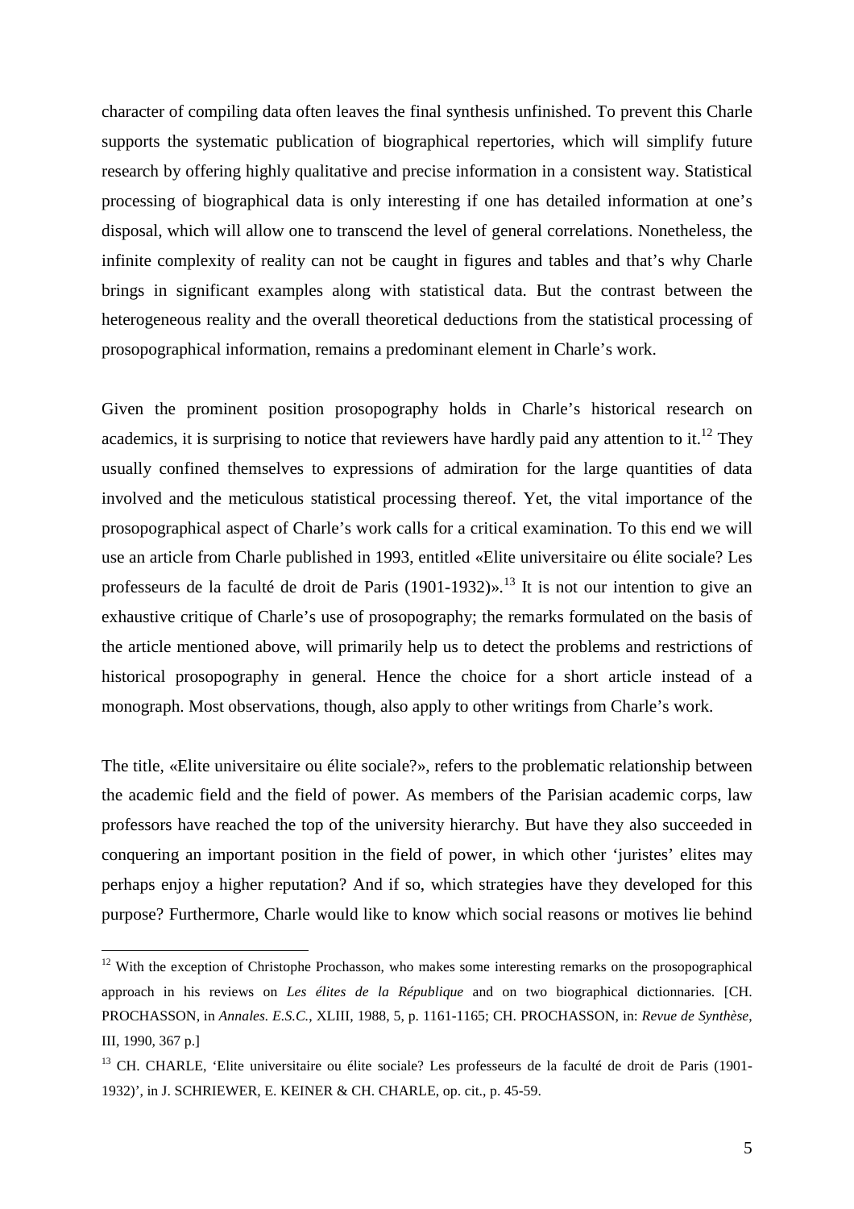character of compiling data often leaves the final synthesis unfinished. To prevent this Charle supports the systematic publication of biographical repertories, which will simplify future research by offering highly qualitative and precise information in a consistent way. Statistical processing of biographical data is only interesting if one has detailed information at one's disposal, which will allow one to transcend the level of general correlations. Nonetheless, the infinite complexity of reality can not be caught in figures and tables and that's why Charle brings in significant examples along with statistical data. But the contrast between the heterogeneous reality and the overall theoretical deductions from the statistical processing of prosopographical information, remains a predominant element in Charle's work.

Given the prominent position prosopography holds in Charle's historical research on academics, it is surprising to notice that reviewers have hardly paid any attention to it.[12] They usually confined themselves to expressions of admiration for the large quantities of data involved and the meticulous statistical processing thereof. Yet, the vital importance of the prosopographical aspect of Charle's work calls for a critical examination. To this end we will use an article from Charle published in 1993, entitled «Elite universitaire ou élite sociale? Les professeurs de la faculté de droit de Paris (1901-1932)».[13] It is not our intention to give an exhaustive critique of Charle's use of prosopography; the remarks formulated on the basis of the article mentioned above, will primarily help us to detect the problems and restrictions of historical prosopography in general. Hence the choice for a short article instead of a monograph. Most observations, though, also apply to other writings from Charle's work.

The title, «Elite universitaire ou élite sociale?», refers to the problematic relationship between the academic field and the field of power. As members of the Parisian academic corps, law professors have reached the top of the university hierarchy. But have they also succeeded in conquering an important position in the field of power, in which other 'juristes' elites may perhaps enjoy a higher reputation? And if so, which strategies have they developed for this purpose? Furthermore, Charle would like to know which social reasons or motives lie behind

---

[12] With the exception of Christophe Prochasson, who makes some interesting remarks on the prosopographical approach in his reviews on *Les élites de la République* and on two biographical dictionnaries. [CH. PROCHASSON, in *Annales. E.S.C.*, XLIII, 1988, 5, p. 1161-1165; CH. PROCHASSON, in: *Revue de Synthèse*, III, 1990, 367 p.]

[13] CH. CHARLE, 'Elite universitaire ou élite sociale? Les professeurs de la faculté de droit de Paris (1901-1932)', in J. SCHRIEWER, E. KEINER & CH. CHARLE, op. cit., p. 45-59.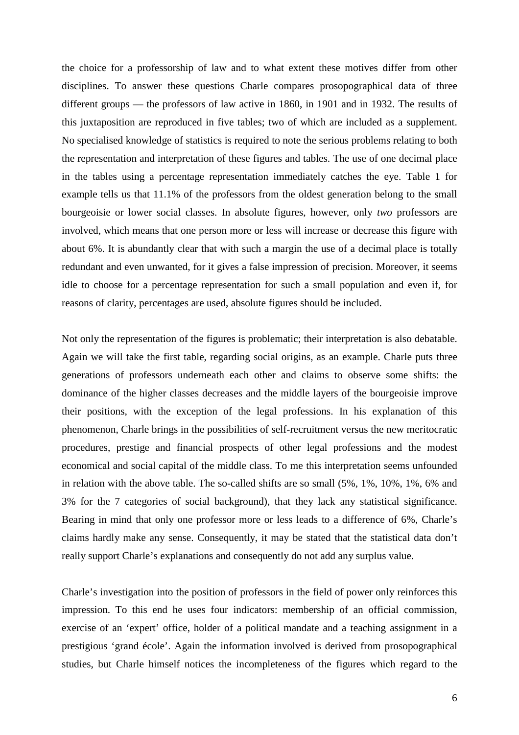the choice for a professorship of law and to what extent these motives differ from other disciplines. To answer these questions Charle compares prosopographical data of three different groups — the professors of law active in 1860, in 1901 and in 1932. The results of this juxtaposition are reproduced in five tables; two of which are included as a supplement. No specialised knowledge of statistics is required to note the serious problems relating to both the representation and interpretation of these figures and tables. The use of one decimal place in the tables using a percentage representation immediately catches the eye. Table 1 for example tells us that 11.1% of the professors from the oldest generation belong to the small bourgeoisie or lower social classes. In absolute figures, however, only *two* professors are involved, which means that one person more or less will increase or decrease this figure with about 6%. It is abundantly clear that with such a margin the use of a decimal place is totally redundant and even unwanted, for it gives a false impression of precision. Moreover, it seems idle to choose for a percentage representation for such a small population and even if, for reasons of clarity, percentages are used, absolute figures should be included.

Not only the representation of the figures is problematic; their interpretation is also debatable. Again we will take the first table, regarding social origins, as an example. Charle puts three generations of professors underneath each other and claims to observe some shifts: the dominance of the higher classes decreases and the middle layers of the bourgeoisie improve their positions, with the exception of the legal professions. In his explanation of this phenomenon, Charle brings in the possibilities of self-recruitment versus the new meritocratic procedures, prestige and financial prospects of other legal professions and the modest economical and social capital of the middle class. To me this interpretation seems unfounded in relation with the above table. The so-called shifts are so small (5%, 1%, 10%, 1%, 6% and 3% for the 7 categories of social background), that they lack any statistical significance. Bearing in mind that only one professor more or less leads to a difference of 6%, Charle's claims hardly make any sense. Consequently, it may be stated that the statistical data don't really support Charle's explanations and consequently do not add any surplus value.

Charle's investigation into the position of professors in the field of power only reinforces this impression. To this end he uses four indicators: membership of an official commission, exercise of an 'expert' office, holder of a political mandate and a teaching assignment in a prestigious 'grand école'. Again the information involved is derived from prosopographical studies, but Charle himself notices the incompleteness of the figures which regard to the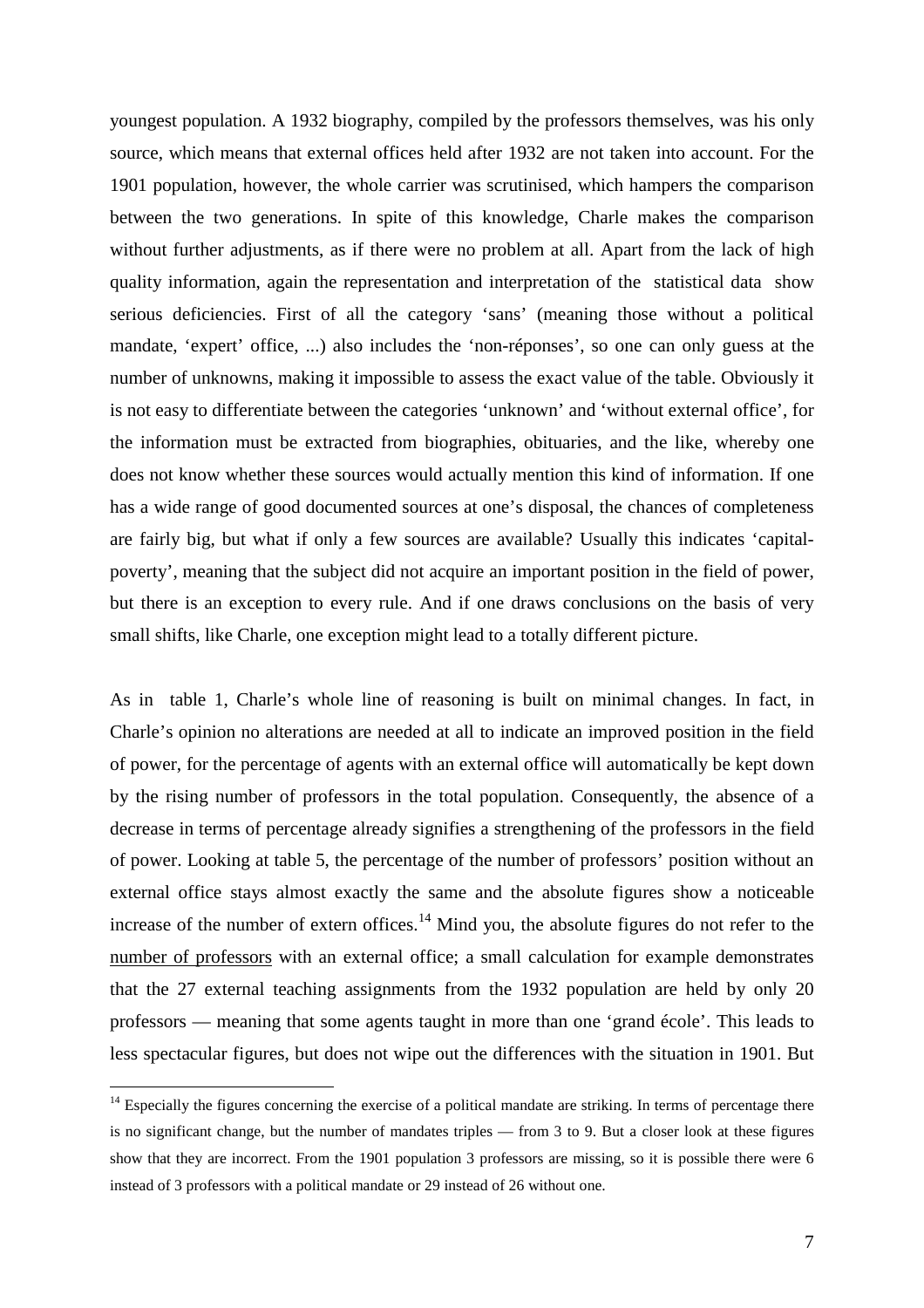youngest population. A 1932 biography, compiled by the professors themselves, was his only source, which means that external offices held after 1932 are not taken into account. For the 1901 population, however, the whole carrier was scrutinised, which hampers the comparison between the two generations. In spite of this knowledge, Charle makes the comparison without further adjustments, as if there were no problem at all. Apart from the lack of high quality information, again the representation and interpretation of the statistical data show serious deficiencies. First of all the category 'sans' (meaning those without a political mandate, 'expert' office, ...) also includes the 'non-réponses', so one can only guess at the number of unknowns, making it impossible to assess the exact value of the table. Obviously it is not easy to differentiate between the categories 'unknown' and 'without external office', for the information must be extracted from biographies, obituaries, and the like, whereby one does not know whether these sources would actually mention this kind of information. If one has a wide range of good documented sources at one's disposal, the chances of completeness are fairly big, but what if only a few sources are available? Usually this indicates 'capital-poverty', meaning that the subject did not acquire an important position in the field of power, but there is an exception to every rule. And if one draws conclusions on the basis of very small shifts, like Charle, one exception might lead to a totally different picture.

As in table 1, Charle's whole line of reasoning is built on minimal changes. In fact, in Charle's opinion no alterations are needed at all to indicate an improved position in the field of power, for the percentage of agents with an external office will automatically be kept down by the rising number of professors in the total population. Consequently, the absence of a decrease in terms of percentage already signifies a strengthening of the professors in the field of power. Looking at table 5, the percentage of the number of professors' position without an external office stays almost exactly the same and the absolute figures show a noticeable increase of the number of extern offices.[14] Mind you, the absolute figures do not refer to the number of professors with an external office; a small calculation for example demonstrates that the 27 external teaching assignments from the 1932 population are held by only 20 professors — meaning that some agents taught in more than one 'grand école'. This leads to less spectacular figures, but does not wipe out the differences with the situation in 1901. But

[14] Especially the figures concerning the exercise of a political mandate are striking. In terms of percentage there is no significant change, but the number of mandates triples — from 3 to 9. But a closer look at these figures show that they are incorrect. From the 1901 population 3 professors are missing, so it is possible there were 6 instead of 3 professors with a political mandate or 29 instead of 26 without one.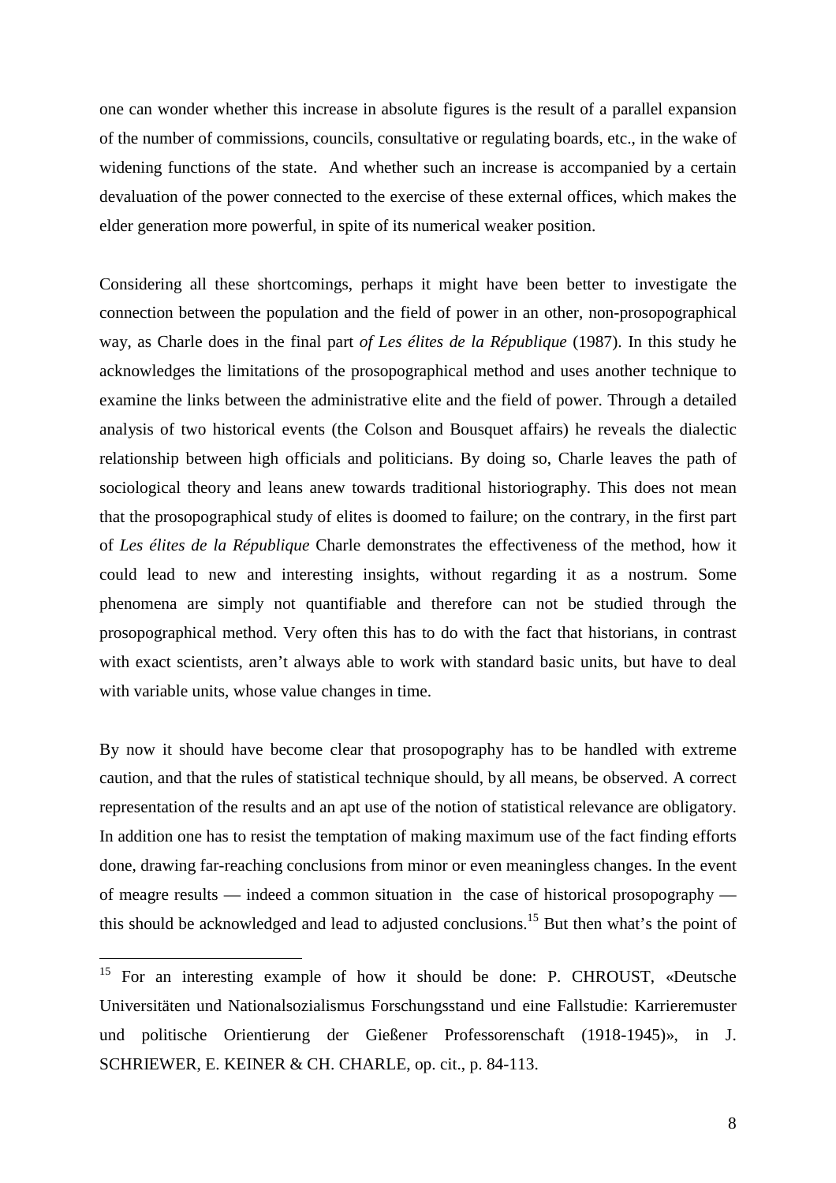one can wonder whether this increase in absolute figures is the result of a parallel expansion of the number of commissions, councils, consultative or regulating boards, etc., in the wake of widening functions of the state. And whether such an increase is accompanied by a certain devaluation of the power connected to the exercise of these external offices, which makes the elder generation more powerful, in spite of its numerical weaker position.

Considering all these shortcomings, perhaps it might have been better to investigate the connection between the population and the field of power in an other, non-prosopographical way, as Charle does in the final part *of Les élites de la République* (1987). In this study he acknowledges the limitations of the prosopographical method and uses another technique to examine the links between the administrative elite and the field of power. Through a detailed analysis of two historical events (the Colson and Bousquet affairs) he reveals the dialectic relationship between high officials and politicians. By doing so, Charle leaves the path of sociological theory and leans anew towards traditional historiography. This does not mean that the prosopographical study of elites is doomed to failure; on the contrary, in the first part of *Les élites de la République* Charle demonstrates the effectiveness of the method, how it could lead to new and interesting insights, without regarding it as a nostrum. Some phenomena are simply not quantifiable and therefore can not be studied through the prosopographical method. Very often this has to do with the fact that historians, in contrast with exact scientists, aren't always able to work with standard basic units, but have to deal with variable units, whose value changes in time.

By now it should have become clear that prosopography has to be handled with extreme caution, and that the rules of statistical technique should, by all means, be observed. A correct representation of the results and an apt use of the notion of statistical relevance are obligatory. In addition one has to resist the temptation of making maximum use of the fact finding efforts done, drawing far-reaching conclusions from minor or even meaningless changes. In the event of meagre results — indeed a common situation in the case of historical prosopography — this should be acknowledged and lead to adjusted conclusions.[15] But then what's the point of

[15] For an interesting example of how it should be done: P. CHROUST, «Deutsche Universitäten und Nationalsozialismus Forschungsstand und eine Fallstudie: Karrieremuster und politische Orientierung der Gießener Professorenschaft (1918-1945)», in J. SCHRIEWER, E. KEINER & CH. CHARLE, op. cit., p. 84-113.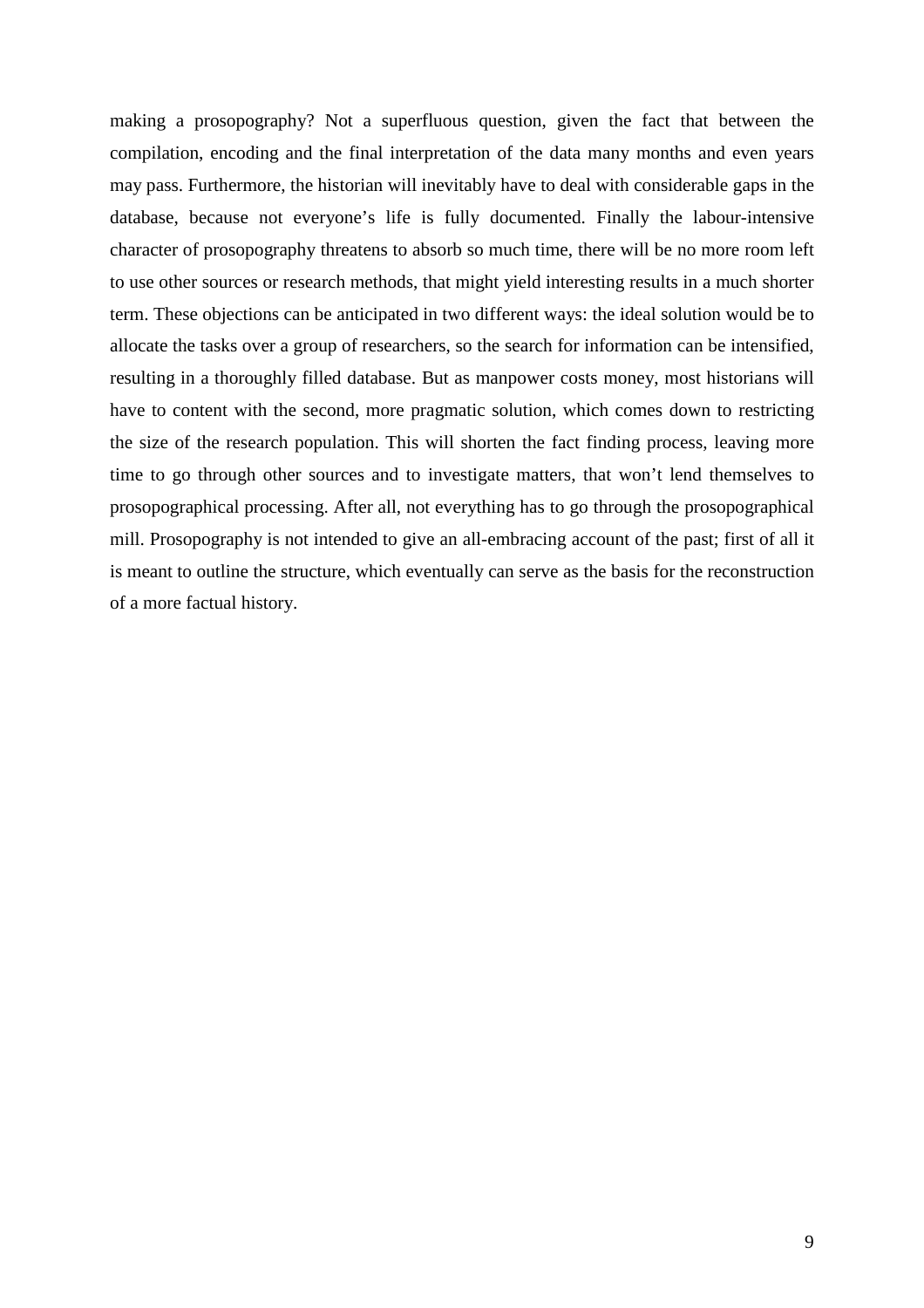making a prosopography? Not a superfluous question, given the fact that between the compilation, encoding and the final interpretation of the data many months and even years may pass. Furthermore, the historian will inevitably have to deal with considerable gaps in the database, because not everyone's life is fully documented. Finally the labour-intensive character of prosopography threatens to absorb so much time, there will be no more room left to use other sources or research methods, that might yield interesting results in a much shorter term. These objections can be anticipated in two different ways: the ideal solution would be to allocate the tasks over a group of researchers, so the search for information can be intensified, resulting in a thoroughly filled database. But as manpower costs money, most historians will have to content with the second, more pragmatic solution, which comes down to restricting the size of the research population. This will shorten the fact finding process, leaving more time to go through other sources and to investigate matters, that won't lend themselves to prosopographical processing. After all, not everything has to go through the prosopographical mill. Prosopography is not intended to give an all-embracing account of the past; first of all it is meant to outline the structure, which eventually can serve as the basis for the reconstruction of a more factual history.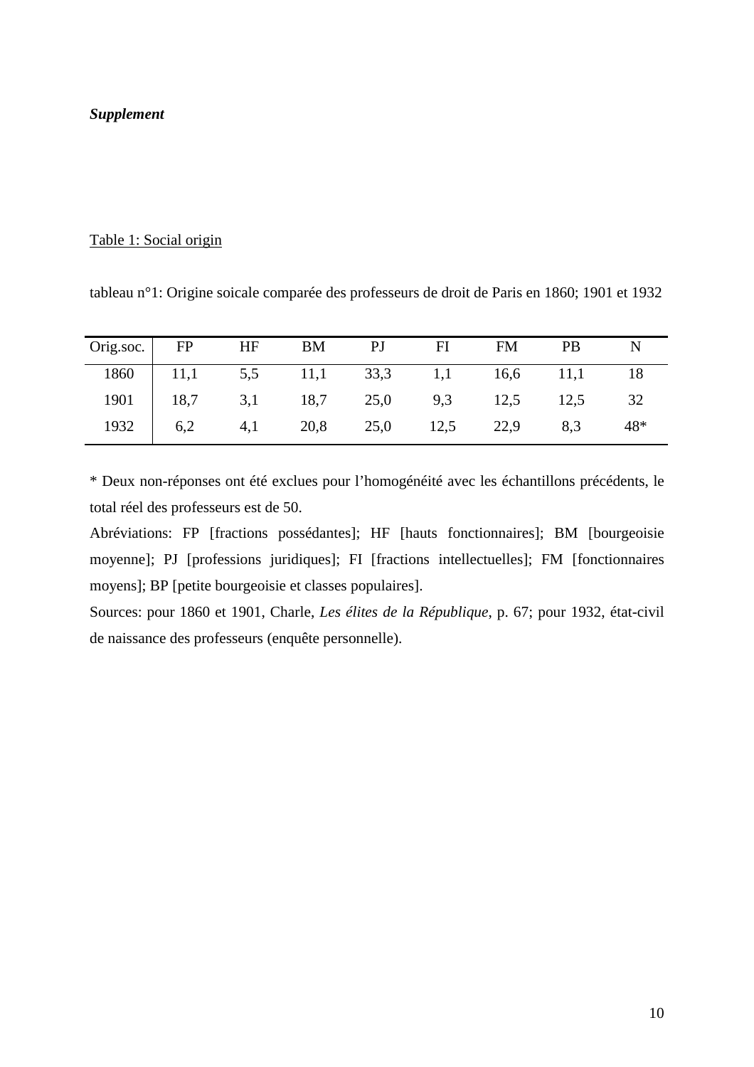***Supplement***

Table 1: Social origin

tableau n°1: Origine soicale comparée des professeurs de droit de Paris en 1860; 1901 et 1932

| Orig.soc. | FP | HF | BM | PJ | FI | FM | PB | N |
|---|---|---|---|---|---|---|---|---|
| 1860 | 11,1 | 5,5 | 11,1 | 33,3 | 1,1 | 16,6 | 11,1 | 18 |
| 1901 | 18,7 | 3,1 | 18,7 | 25,0 | 9,3 | 12,5 | 12,5 | 32 |
| 1932 | 6,2 | 4,1 | 20,8 | 25,0 | 12,5 | 22,9 | 8,3 | 48* |

* Deux non-réponses ont été exclues pour l'homogénéité avec les échantillons précédents, le total réel des professeurs est de 50.

Abréviations: FP [fractions possédantes]; HF [hauts fonctionnaires]; BM [bourgeoisie moyenne]; PJ [professions juridiques]; FI [fractions intellectuelles]; FM [fonctionnaires moyens]; BP [petite bourgeoisie et classes populaires].

Sources: pour 1860 et 1901, Charle, *Les élites de la République*, p. 67; pour 1932, état-civil de naissance des professeurs (enquête personnelle).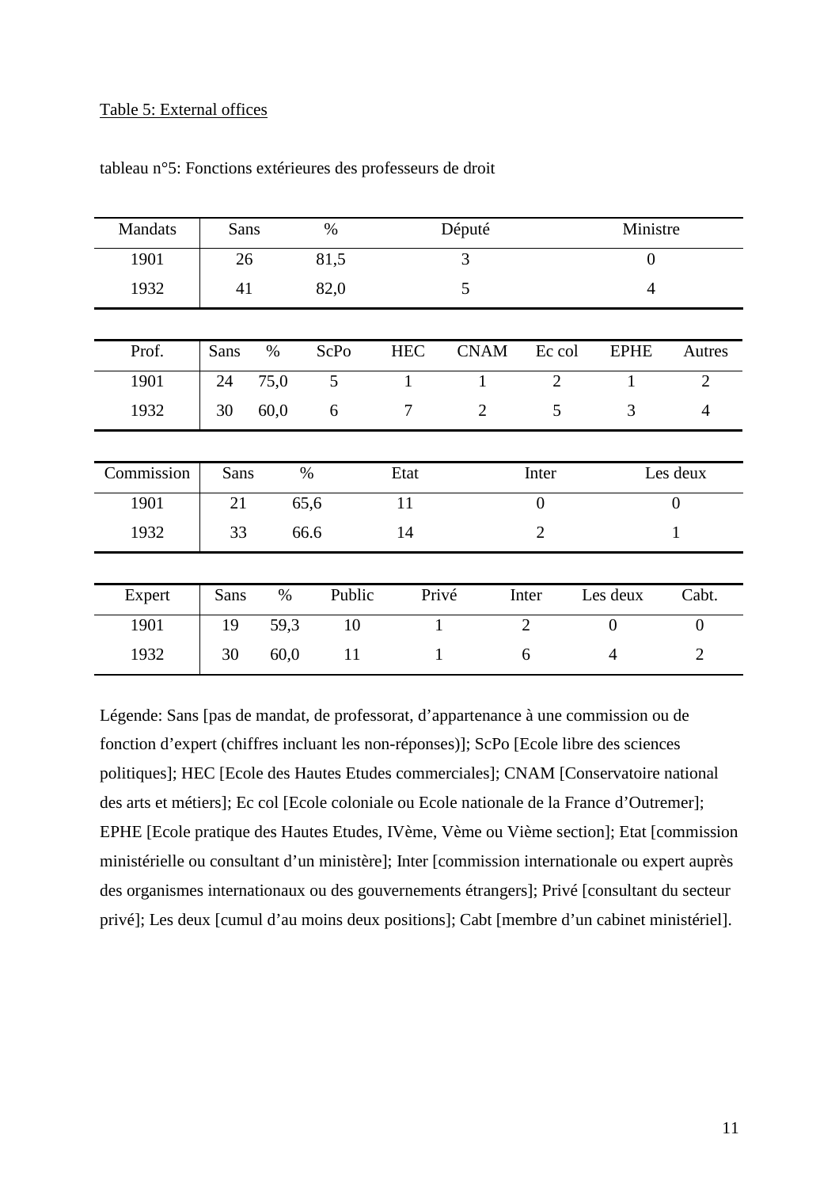Table 5: External offices

tableau n°5: Fonctions extérieures des professeurs de droit

| Mandats | Sans | % | Député | Ministre |
|---|---|---|---|---|
| 1901 | 26 | 81,5 | 3 | 0 |
| 1932 | 41 | 82,0 | 5 | 4 |

| Prof. | Sans | % | ScPo | HEC | CNAM | Ec col | EPHE | Autres |
|---|---|---|---|---|---|---|---|---|
| 1901 | 24 | 75,0 | 5 | 1 | 1 | 2 | 1 | 2 |
| 1932 | 30 | 60,0 | 6 | 7 | 2 | 5 | 3 | 4 |

| Commission | Sans | % | Etat | Inter | Les deux |
|---|---|---|---|---|---|
| 1901 | 21 | 65,6 | 11 | 0 | 0 |
| 1932 | 33 | 66.6 | 14 | 2 | 1 |

| Expert | Sans | % | Public | Privé | Inter | Les deux | Cabt. |
|---|---|---|---|---|---|---|---|
| 1901 | 19 | 59,3 | 10 | 1 | 2 | 0 | 0 |
| 1932 | 30 | 60,0 | 11 | 1 | 6 | 4 | 2 |

Légende: Sans [pas de mandat, de professorat, d'appartenance à une commission ou de fonction d'expert (chiffres incluant les non-réponses)]; ScPo [Ecole libre des sciences politiques]; HEC [Ecole des Hautes Etudes commerciales]; CNAM [Conservatoire national des arts et métiers]; Ec col [Ecole coloniale ou Ecole nationale de la France d'Outremer]; EPHE [Ecole pratique des Hautes Etudes, IVème, Vème ou Vième section]; Etat [commission ministérielle ou consultant d'un ministère]; Inter [commission internationale ou expert auprès des organismes internationaux ou des gouvernements étrangers]; Privé [consultant du secteur privé]; Les deux [cumul d'au moins deux positions]; Cabt [membre d'un cabinet ministériel].